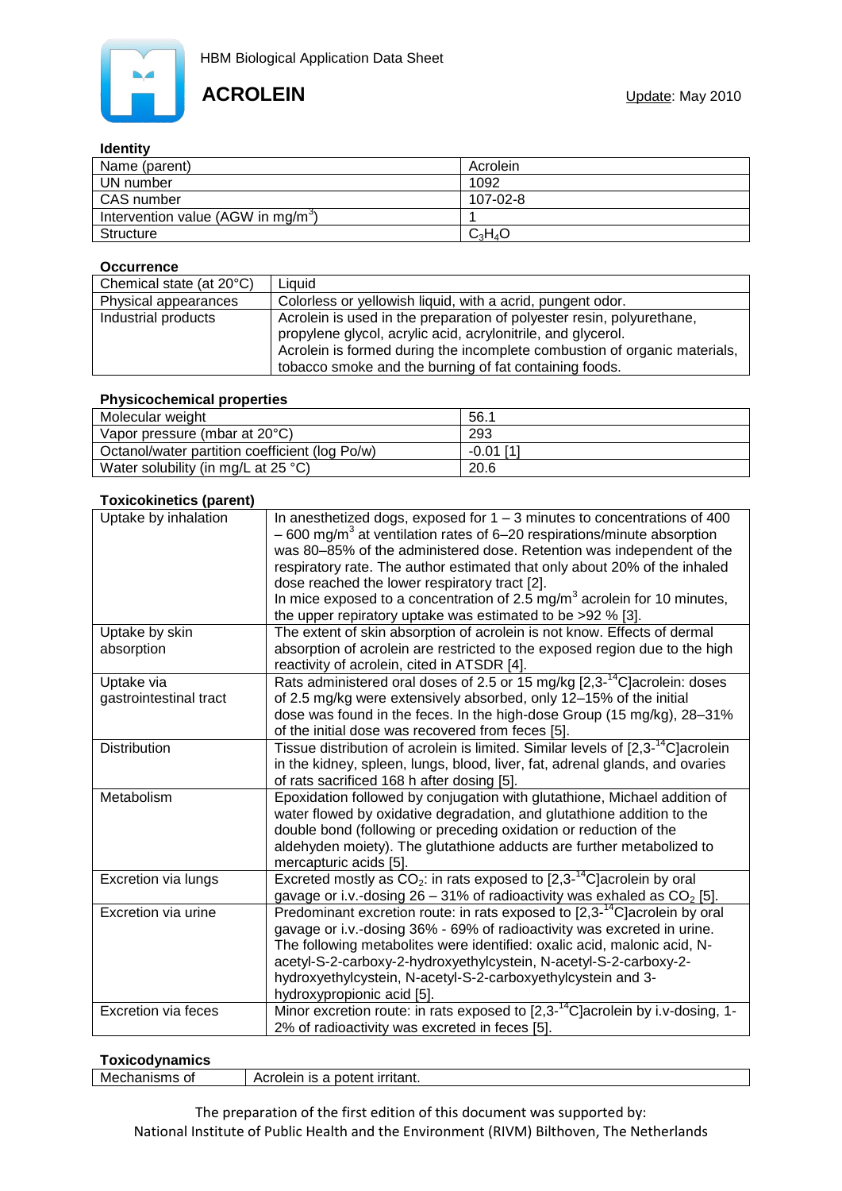HBM Biological Application Data Sheet

# ACROLEIN

Update: May 2010

### Identity

| Name (parent) | Acrolein |
|---|---|
| UN number | 1092 |
| CAS number | 107-02-8 |
| Intervention value (AGW in mg/m$^3$) | 1 |
| Structure | $C_3H_4O$ |

### Occurrence

| Chemical state (at 20°C) | Liquid |
|---|---|
| Physical appearances | Colorless or yellowish liquid, with a acrid, pungent odor. |
| Industrial products | Acrolein is used in the preparation of polyester resin, polyurethane, propylene glycol, acrylic acid, acrylonitrile, and glycerol. Acrolein is formed during the incomplete combustion of organic materials, tobacco smoke and the burning of fat containing foods. |

### Physicochemical properties

| Molecular weight | 56.1 |
|---|---|
| Vapor pressure (mbar at 20°C) | 293 |
| Octanol/water partition coefficient (log Po/w) | -0.01 [1] |
| Water solubility (in mg/L at 25 °C) | 20.6 |

### Toxicokinetics (parent)

| Uptake by inhalation | In anesthetized dogs, exposed for 1 – 3 minutes to concentrations of 400 – 600 mg/m$^3$ at ventilation rates of 6–20 respirations/minute absorption was 80–85% of the administered dose. Retention was independent of the respiratory rate. The author estimated that only about 20% of the inhaled dose reached the lower respiratory tract [2]. In mice exposed to a concentration of 2.5 mg/m$^3$ acrolein for 10 minutes, the upper repiratory uptake was estimated to be >92 % [3]. |
|---|---|
| Uptake by skin absorption | The extent of skin absorption of acrolein is not know. Effects of dermal absorption of acrolein are restricted to the exposed region due to the high reactivity of acrolein, cited in ATSDR [4]. |
| Uptake via gastrointestinal tract | Rats administered oral doses of 2.5 or 15 mg/kg [2,3-$^{14}$C]acrolein: doses of 2.5 mg/kg were extensively absorbed, only 12–15% of the initial dose was found in the feces. In the high-dose Group (15 mg/kg), 28–31% of the initial dose was recovered from feces [5]. |
| Distribution | Tissue distribution of acrolein is limited. Similar levels of [2,3-$^{14}$C]acrolein in the kidney, spleen, lungs, blood, liver, fat, adrenal glands, and ovaries of rats sacrificed 168 h after dosing [5]. |
| Metabolism | Epoxidation followed by conjugation with glutathione, Michael addition of water flowed by oxidative degradation, and glutathione addition to the double bond (following or preceding oxidation or reduction of the aldehyden moiety). The glutathione adducts are further metabolized to mercapturic acids [5]. |
| Excretion via lungs | Excreted mostly as $CO_2$: in rats exposed to [2,3-$^{14}$C]acrolein by oral gavage or i.v.-dosing 26 – 31% of radioactivity was exhaled as $CO_2$ [5]. |
| Excretion via urine | Predominant excretion route: in rats exposed to [2,3-$^{14}$C]acrolein by oral gavage or i.v.-dosing 36% - 69% of radioactivity was excreted in urine. The following metabolites were identified: oxalic acid, malonic acid, N-acetyl-S-2-carboxy-2-hydroxyethylcystein, N-acetyl-S-2-carboxy-2-hydroxyethylcystein, N-acetyl-S-2-carboxyethylcystein and 3-hydroxypropionic acid [5]. |
| Excretion via feces | Minor excretion route: in rats exposed to [2,3-$^{14}$C]acrolein by i.v-dosing, 1-2% of radioactivity was excreted in feces [5]. |

### Toxicodynamics

| Mechanisms of | Acrolein is a potent irritant. |
|---|---|

The preparation of the first edition of this document was supported by:
National Institute of Public Health and the Environment (RIVM) Bilthoven, The Netherlands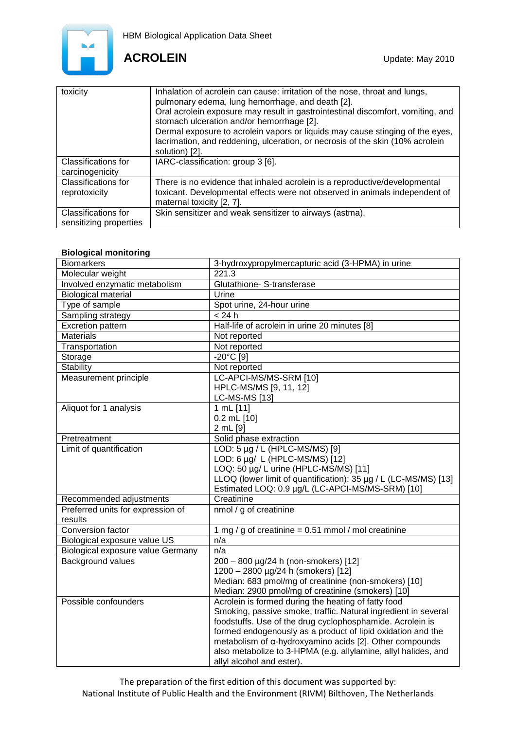| toxicity | Inhalation of acrolein can cause: irritation of the nose, throat and lungs, pulmonary edema, lung hemorrhage, and death [2].<br>Oral acrolein exposure may result in gastrointestinal discomfort, vomiting, and stomach ulceration and/or hemorrhage [2].<br>Dermal exposure to acrolein vapors or liquids may cause stinging of the eyes, lacrimation, and reddening, ulceration, or necrosis of the skin (10% acrolein solution) [2]. |
|---|---|
| Classifications for carcinogenicity | IARC-classification: group 3 [6]. |
| Classifications for reprotoxicity | There is no evidence that inhaled acrolein is a reproductive/developmental toxicant. Developmental effects were not observed in animals independent of maternal toxicity [2, 7]. |
| Classifications for sensitizing properties | Skin sensitizer and weak sensitizer to airways (astma). |

**Biological monitoring**

| Biomarkers | 3-hydroxypropylmercapturic acid (3-HPMA) in urine |
|---|---|
| Molecular weight | 221.3 |
| Involved enzymatic metabolism | Glutathione- S-transferase |
| Biological material | Urine |
| Type of sample | Spot urine, 24-hour urine |
| Sampling strategy | < 24 h |
| Excretion pattern | Half-life of acrolein in urine 20 minutes [8] |
| Materials | Not reported |
| Transportation | Not reported |
| Storage | -20°C [9] |
| Stability | Not reported |
| Measurement principle | LC-APCI-MS/MS-SRM [10]<br>HPLC-MS/MS [9, 11, 12]<br>LC-MS-MS [13] |
| Aliquot for 1 analysis | 1 mL [11]<br>0.2 mL [10]<br>2 mL [9] |
| Pretreatment | Solid phase extraction |
| Limit of quantification | LOD: 5 µg / L (HPLC-MS/MS) [9]<br>LOD: 6 µg/ L (HPLC-MS/MS) [12]<br>LOQ: 50 µg/ L urine (HPLC-MS/MS) [11]<br>LLOQ (lower limit of quantification): 35 µg / L (LC-MS/MS) [13]<br>Estimated LOQ: 0.9 µg/L (LC-APCI-MS/MS-SRM) [10] |
| Recommended adjustments | Creatinine |
| Preferred units for expression of results | nmol / g of creatinine |
| Conversion factor | 1 mg / g of creatinine = 0.51 mmol / mol creatinine |
| Biological exposure value US | n/a |
| Biological exposure value Germany | n/a |
| Background values | 200 – 800 µg/24 h (non-smokers) [12]<br>1200 – 2800 µg/24 h (smokers) [12]<br>Median: 683 pmol/mg of creatinine (non-smokers) [10]<br>Median: 2900 pmol/mg of creatinine (smokers) [10] |
| Possible confounders | Acrolein is formed during the heating of fatty food<br>Smoking, passive smoke, traffic. Natural ingredient in several foodstuffs. Use of the drug cyclophosphamide. Acrolein is formed endogenously as a product of lipid oxidation and the metabolism of α-hydroxyamino acids [2]. Other compounds also metabolize to 3-HPMA (e.g. allylamine, allyl halides, and allyl alcohol and ester). |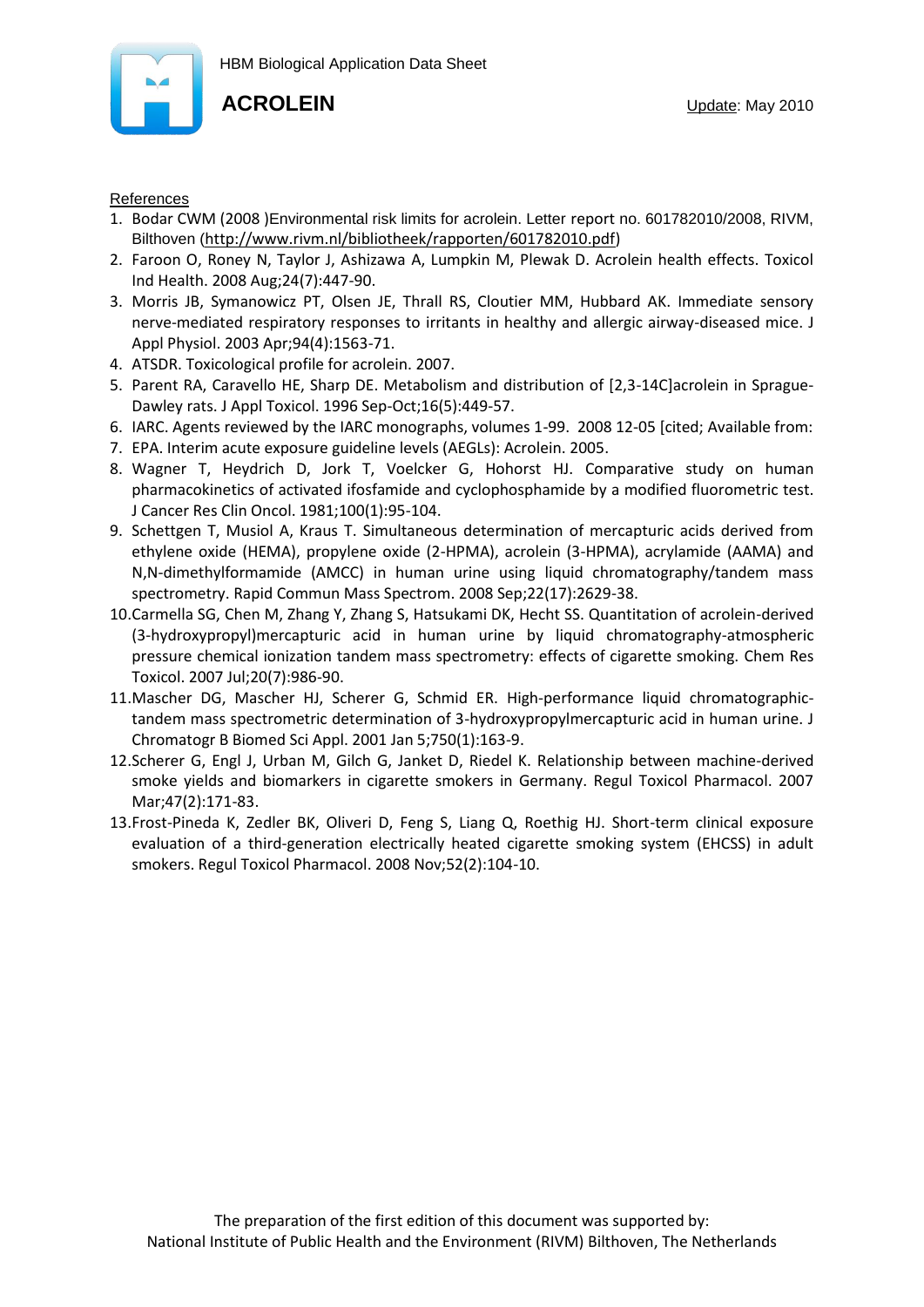References

1. Bodar CWM (2008 )Environmental risk limits for acrolein. Letter report no. 601782010/2008, RIVM, Bilthoven (http://www.rivm.nl/bibliotheek/rapporten/601782010.pdf)
2. Faroon O, Roney N, Taylor J, Ashizawa A, Lumpkin M, Plewak D. Acrolein health effects. Toxicol Ind Health. 2008 Aug;24(7):447-90.
3. Morris JB, Symanowicz PT, Olsen JE, Thrall RS, Cloutier MM, Hubbard AK. Immediate sensory nerve-mediated respiratory responses to irritants in healthy and allergic airway-diseased mice. J Appl Physiol. 2003 Apr;94(4):1563-71.
4. ATSDR. Toxicological profile for acrolein. 2007.
5. Parent RA, Caravello HE, Sharp DE. Metabolism and distribution of [2,3-14C]acrolein in Sprague-Dawley rats. J Appl Toxicol. 1996 Sep-Oct;16(5):449-57.
6. IARC. Agents reviewed by the IARC monographs, volumes 1-99. 2008 12-05 [cited; Available from:
7. EPA. Interim acute exposure guideline levels (AEGLs): Acrolein. 2005.
8. Wagner T, Heydrich D, Jork T, Voelcker G, Hohorst HJ. Comparative study on human pharmacokinetics of activated ifosfamide and cyclophosphamide by a modified fluorometric test. J Cancer Res Clin Oncol. 1981;100(1):95-104.
9. Schettgen T, Musiol A, Kraus T. Simultaneous determination of mercapturic acids derived from ethylene oxide (HEMA), propylene oxide (2-HPMA), acrolein (3-HPMA), acrylamide (AAMA) and N,N-dimethylformamide (AMCC) in human urine using liquid chromatography/tandem mass spectrometry. Rapid Commun Mass Spectrom. 2008 Sep;22(17):2629-38.
10. Carmella SG, Chen M, Zhang Y, Zhang S, Hatsukami DK, Hecht SS. Quantitation of acrolein-derived (3-hydroxypropyl)mercapturic acid in human urine by liquid chromatography-atmospheric pressure chemical ionization tandem mass spectrometry: effects of cigarette smoking. Chem Res Toxicol. 2007 Jul;20(7):986-90.
11. Mascher DG, Mascher HJ, Scherer G, Schmid ER. High-performance liquid chromatographic-tandem mass spectrometric determination of 3-hydroxypropylmercapturic acid in human urine. J Chromatogr B Biomed Sci Appl. 2001 Jan 5;750(1):163-9.
12. Scherer G, Engl J, Urban M, Gilch G, Janket D, Riedel K. Relationship between machine-derived smoke yields and biomarkers in cigarette smokers in Germany. Regul Toxicol Pharmacol. 2007 Mar;47(2):171-83.
13. Frost-Pineda K, Zedler BK, Oliveri D, Feng S, Liang Q, Roethig HJ. Short-term clinical exposure evaluation of a third-generation electrically heated cigarette smoking system (EHCSS) in adult smokers. Regul Toxicol Pharmacol. 2008 Nov;52(2):104-10.

The preparation of the first edition of this document was supported by:
National Institute of Public Health and the Environment (RIVM) Bilthoven, The Netherlands